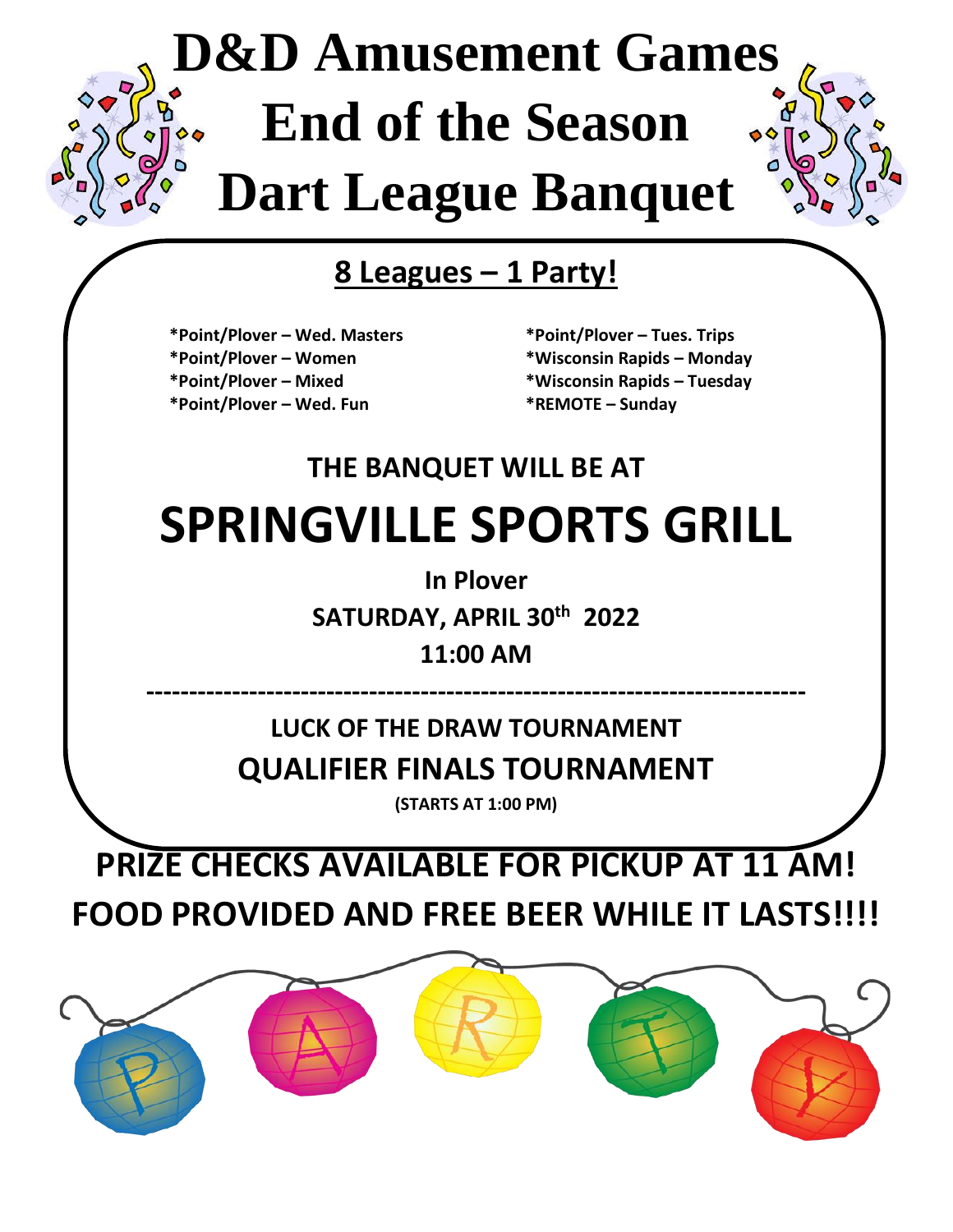# D&D Amusement Games End of the Season Dart League Banquet

## 8 Leagues – 1 Party!

- *Point/Plover – Wed. Masters
- *Point/Plover – Women
- *Point/Plover – Mixed
- *Point/Plover – Wed. Fun
- *Point/Plover – Tues. Trips
- *Wisconsin Rapids – Monday
- *Wisconsin Rapids – Tuesday
- *REMOTE – Sunday

**THE BANQUET WILL BE AT**

# SPRINGVILLE SPORTS GRILL

**In Plover**

**SATURDAY, APRIL 30th 2022**

**11:00 AM**

---

**LUCK OF THE DRAW TOURNAMENT**

**QUALIFIER FINALS TOURNAMENT**

**(STARTS AT 1:00 PM)**

**PRIZE CHECKS AVAILABLE FOR PICKUP AT 11 AM!**

**FOOD PROVIDED AND FREE BEER WHILE IT LASTS!!!!**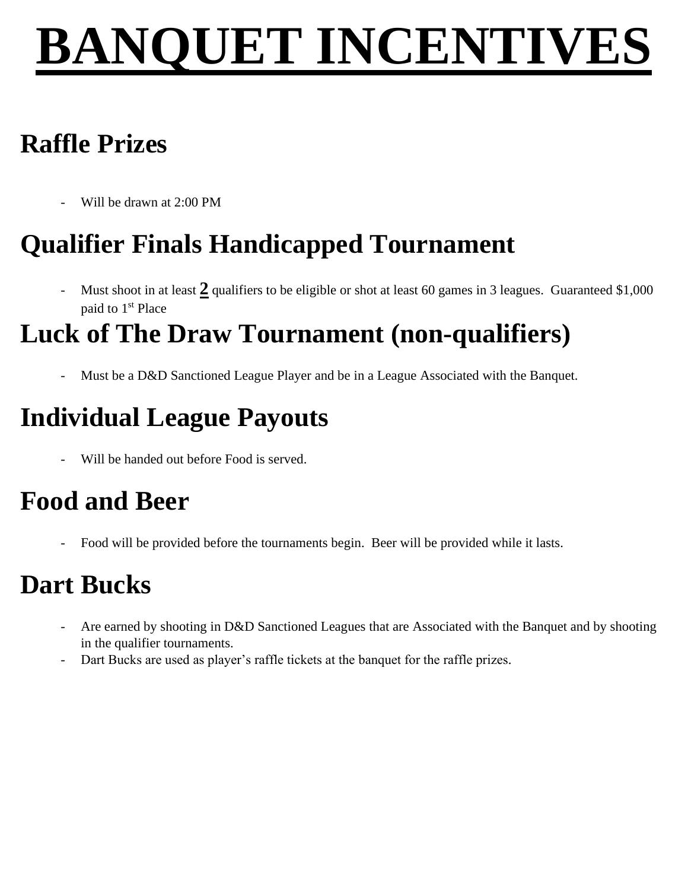# BANQUET INCENTIVES

## Raffle Prizes

- Will be drawn at 2:00 PM

## Qualifier Finals Handicapped Tournament

- Must shoot in at least **2** qualifiers to be eligible or shot at least 60 games in 3 leagues. Guaranteed $1,000 paid to 1st Place

## Luck of The Draw Tournament (non-qualifiers)

- Must be a D&D Sanctioned League Player and be in a League Associated with the Banquet.

## Individual League Payouts

- Will be handed out before Food is served.

## Food and Beer

- Food will be provided before the tournaments begin. Beer will be provided while it lasts.

## Dart Bucks

- Are earned by shooting in D&D Sanctioned Leagues that are Associated with the Banquet and by shooting in the qualifier tournaments.
- Dart Bucks are used as player's raffle tickets at the banquet for the raffle prizes.